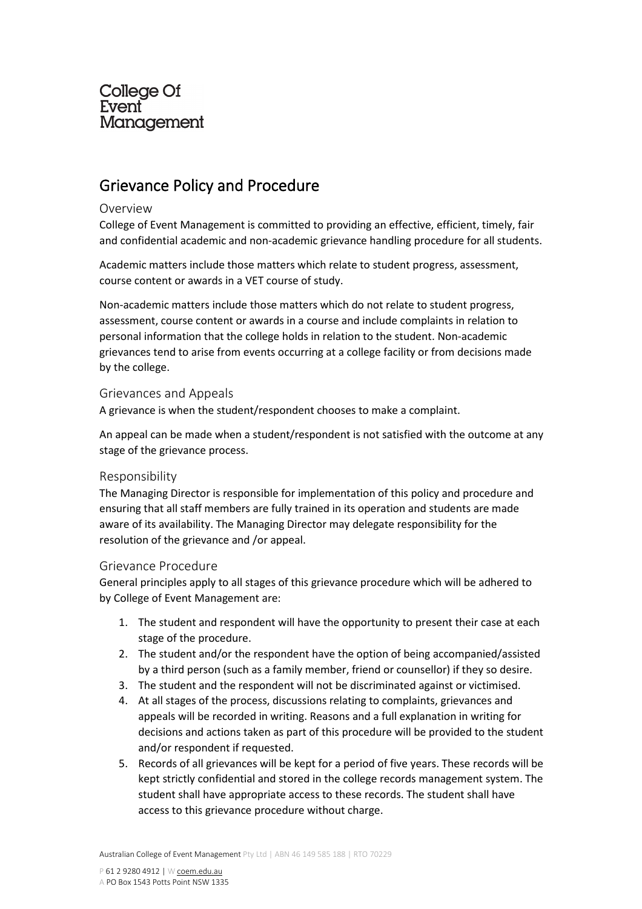College Of Event Management

# Grievance Policy and Procedure

## Overview

College of Event Management is committed to providing an effective, efficient, timely, fair and confidential academic and non-academic grievance handling procedure for all students.

Academic matters include those matters which relate to student progress, assessment, course content or awards in a VET course of study.

Non-academic matters include those matters which do not relate to student progress, assessment, course content or awards in a course and include complaints in relation to personal information that the college holds in relation to the student. Non-academic grievances tend to arise from events occurring at a college facility or from decisions made by the college.

## Grievances and Appeals

A grievance is when the student/respondent chooses to make a complaint.

An appeal can be made when a student/respondent is not satisfied with the outcome at any stage of the grievance process.

## Responsibility

The Managing Director is responsible for implementation of this policy and procedure and ensuring that all staff members are fully trained in its operation and students are made aware of its availability. The Managing Director may delegate responsibility for the resolution of the grievance and /or appeal.

## Grievance Procedure

General principles apply to all stages of this grievance procedure which will be adhered to by College of Event Management are:

1. The student and respondent will have the opportunity to present their case at each stage of the procedure.
2. The student and/or the respondent have the option of being accompanied/assisted by a third person (such as a family member, friend or counsellor) if they so desire.
3. The student and the respondent will not be discriminated against or victimised.
4. At all stages of the process, discussions relating to complaints, grievances and appeals will be recorded in writing. Reasons and a full explanation in writing for decisions and actions taken as part of this procedure will be provided to the student and/or respondent if requested.
5. Records of all grievances will be kept for a period of five years. These records will be kept strictly confidential and stored in the college records management system. The student shall have appropriate access to these records. The student shall have access to this grievance procedure without charge.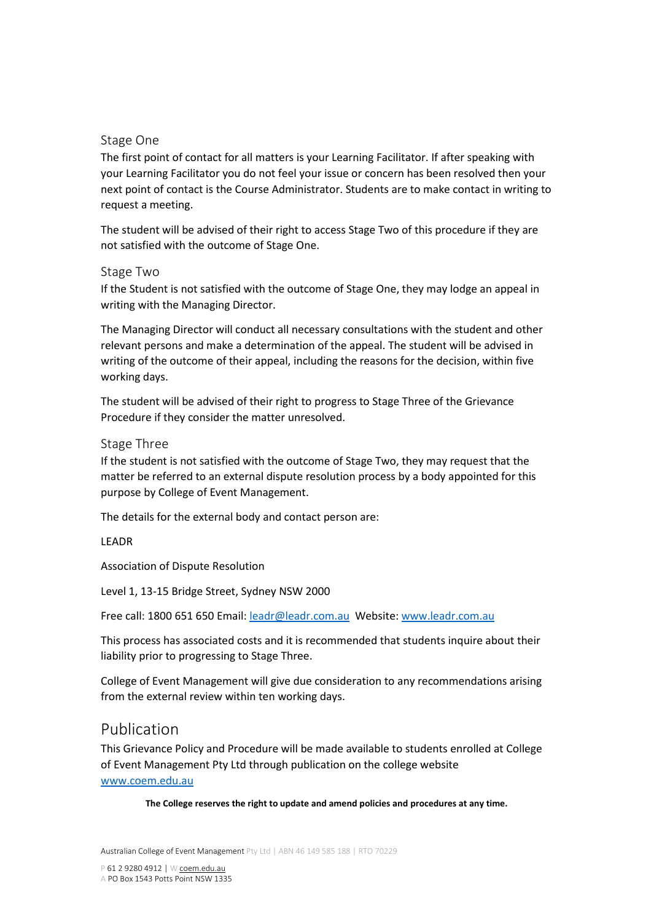### Stage One

The first point of contact for all matters is your Learning Facilitator. If after speaking with your Learning Facilitator you do not feel your issue or concern has been resolved then your next point of contact is the Course Administrator. Students are to make contact in writing to request a meeting.

The student will be advised of their right to access Stage Two of this procedure if they are not satisfied with the outcome of Stage One.

### Stage Two

If the Student is not satisfied with the outcome of Stage One, they may lodge an appeal in writing with the Managing Director.

The Managing Director will conduct all necessary consultations with the student and other relevant persons and make a determination of the appeal. The student will be advised in writing of the outcome of their appeal, including the reasons for the decision, within five working days.

The student will be advised of their right to progress to Stage Three of the Grievance Procedure if they consider the matter unresolved.

### Stage Three

If the student is not satisfied with the outcome of Stage Two, they may request that the matter be referred to an external dispute resolution process by a body appointed for this purpose by College of Event Management.

The details for the external body and contact person are:

LEADR

Association of Dispute Resolution

Level 1, 13-15 Bridge Street, Sydney NSW 2000

Free call: 1800 651 650 Email: [leadr@leadr.com.au](mailto:leadr@leadr.com.au) Website: [www.leadr.com.au](http://www.leadr.com.au)

This process has associated costs and it is recommended that students inquire about their liability prior to progressing to Stage Three.

College of Event Management will give due consideration to any recommendations arising from the external review within ten working days.

## Publication

This Grievance Policy and Procedure will be made available to students enrolled at College of Event Management Pty Ltd through publication on the college website [www.coem.edu.au](http://www.coem.edu.au)

**The College reserves the right to update and amend policies and procedures at any time.**